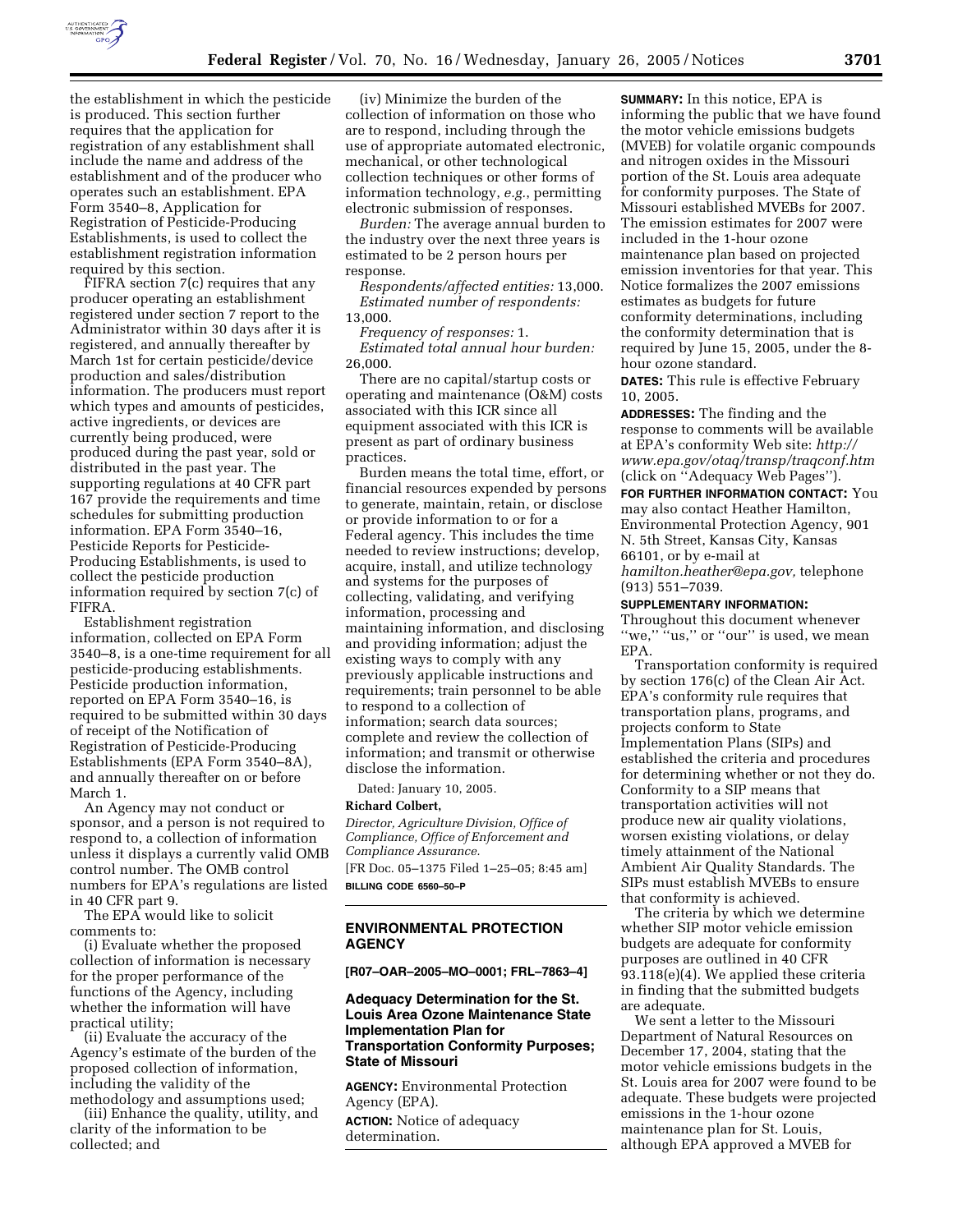the establishment in which the pesticide is produced. This section further requires that the application for registration of any establishment shall include the name and address of the establishment and of the producer who operates such an establishment. EPA Form 3540–8, Application for Registration of Pesticide-Producing Establishments, is used to collect the establishment registration information required by this section.

FIFRA section 7(c) requires that any producer operating an establishment registered under section 7 report to the Administrator within 30 days after it is registered, and annually thereafter by March 1st for certain pesticide/device production and sales/distribution information. The producers must report which types and amounts of pesticides, active ingredients, or devices are currently being produced, were produced during the past year, sold or distributed in the past year. The supporting regulations at 40 CFR part 167 provide the requirements and time schedules for submitting production information. EPA Form 3540–16, Pesticide Reports for Pesticide-Producing Establishments, is used to collect the pesticide production information required by section 7(c) of FIFRA.

Establishment registration information, collected on EPA Form 3540–8, is a one-time requirement for all pesticide-producing establishments. Pesticide production information, reported on EPA Form 3540–16, is required to be submitted within 30 days of receipt of the Notification of Registration of Pesticide-Producing Establishments (EPA Form 3540–8A), and annually thereafter on or before March 1.

An Agency may not conduct or sponsor, and a person is not required to respond to, a collection of information unless it displays a currently valid OMB control number. The OMB control numbers for EPA's regulations are listed in 40 CFR part 9.

The EPA would like to solicit comments to:

(i) Evaluate whether the proposed collection of information is necessary for the proper performance of the functions of the Agency, including whether the information will have practical utility;

(ii) Evaluate the accuracy of the Agency's estimate of the burden of the proposed collection of information, including the validity of the methodology and assumptions used;

(iii) Enhance the quality, utility, and clarity of the information to be collected; and

(iv) Minimize the burden of the collection of information on those who are to respond, including through the use of appropriate automated electronic, mechanical, or other technological collection techniques or other forms of information technology, *e.g.*, permitting electronic submission of responses.

*Burden:* The average annual burden to the industry over the next three years is estimated to be 2 person hours per response.

*Respondents/affected entities:* 13,000.

*Estimated number of respondents:* 13,000.

*Frequency of responses:* 1.

*Estimated total annual hour burden:* 26,000.

There are no capital/startup costs or operating and maintenance (O&M) costs associated with this ICR since all equipment associated with this ICR is present as part of ordinary business practices.

Burden means the total time, effort, or financial resources expended by persons to generate, maintain, retain, or disclose or provide information to or for a Federal agency. This includes the time needed to review instructions; develop, acquire, install, and utilize technology and systems for the purposes of collecting, validating, and verifying information, processing and maintaining information, and disclosing and providing information; adjust the existing ways to comply with any previously applicable instructions and requirements; train personnel to be able to respond to a collection of information; search data sources; complete and review the collection of information; and transmit or otherwise disclose the information.

Dated: January 10, 2005.

**Richard Colbert,**

*Director, Agriculture Division, Office of Compliance, Office of Enforcement and Compliance Assurance.*

[FR Doc. 05–1375 Filed 1–25–05; 8:45 am]

**BILLING CODE 6560–50–P**

---

## ENVIRONMENTAL PROTECTION AGENCY

**[R07–OAR–2005–MO–0001; FRL–7863–4]**

### Adequacy Determination for the St. Louis Area Ozone Maintenance State Implementation Plan for Transportation Conformity Purposes; State of Missouri

**AGENCY:** Environmental Protection Agency (EPA).

**ACTION:** Notice of adequacy determination.

---

**SUMMARY:** In this notice, EPA is informing the public that we have found the motor vehicle emissions budgets (MVEB) for volatile organic compounds and nitrogen oxides in the Missouri portion of the St. Louis area adequate for conformity purposes. The State of Missouri established MVEBs for 2007. The emission estimates for 2007 were included in the 1-hour ozone maintenance plan based on projected emission inventories for that year. This Notice formalizes the 2007 emissions estimates as budgets for future conformity determinations, including the conformity determination that is required by June 15, 2005, under the 8-hour ozone standard.

**DATES:** This rule is effective February 10, 2005.

**ADDRESSES:** The finding and the response to comments will be available at EPA's conformity Web site: *http://www.epa.gov/otaq/transp/traqconf.htm* (click on "Adequacy Web Pages").

**FOR FURTHER INFORMATION CONTACT:** You may also contact Heather Hamilton, Environmental Protection Agency, 901 N. 5th Street, Kansas City, Kansas 66101, or by e-mail at *hamilton.heather@epa.gov,* telephone (913) 551–7039.

**SUPPLEMENTARY INFORMATION:**

Throughout this document whenever "we," "us," or "our" is used, we mean EPA.

Transportation conformity is required by section 176(c) of the Clean Air Act. EPA's conformity rule requires that transportation plans, programs, and projects conform to State Implementation Plans (SIPs) and established the criteria and procedures for determining whether or not they do. Conformity to a SIP means that transportation activities will not produce new air quality violations, worsen existing violations, or delay timely attainment of the National Ambient Air Quality Standards. The SIPs must establish MVEBs to ensure that conformity is achieved.

The criteria by which we determine whether SIP motor vehicle emission budgets are adequate for conformity purposes are outlined in 40 CFR 93.118(e)(4). We applied these criteria in finding that the submitted budgets are adequate.

We sent a letter to the Missouri Department of Natural Resources on December 17, 2004, stating that the motor vehicle emissions budgets in the St. Louis area for 2007 were found to be adequate. These budgets were projected emissions in the 1-hour ozone maintenance plan for St. Louis, although EPA approved a MVEB for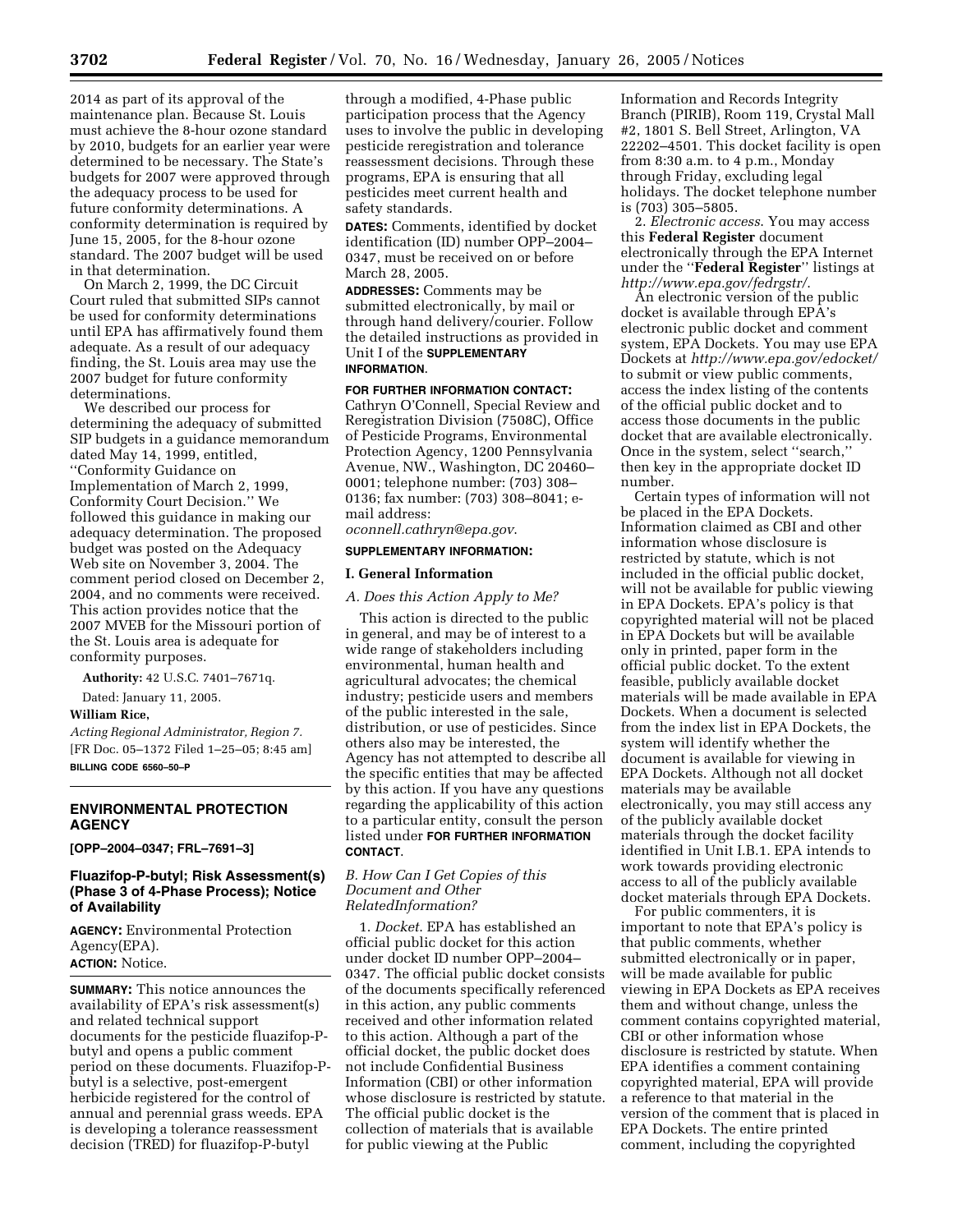2014 as part of its approval of the maintenance plan. Because St. Louis must achieve the 8-hour ozone standard by 2010, budgets for an earlier year were determined to be necessary. The State's budgets for 2007 were approved through the adequacy process to be used for future conformity determinations. A conformity determination is required by June 15, 2005, for the 8-hour ozone standard. The 2007 budget will be used in that determination.

On March 2, 1999, the DC Circuit Court ruled that submitted SIPs cannot be used for conformity determinations until EPA has affirmatively found them adequate. As a result of our adequacy finding, the St. Louis area may use the 2007 budget for future conformity determinations.

We described our process for determining the adequacy of submitted SIP budgets in a guidance memorandum dated May 14, 1999, entitled, ''Conformity Guidance on Implementation of March 2, 1999, Conformity Court Decision.'' We followed this guidance in making our adequacy determination. The proposed budget was posted on the Adequacy Web site on November 3, 2004. The comment period closed on December 2, 2004, and no comments were received. This action provides notice that the 2007 MVEB for the Missouri portion of the St. Louis area is adequate for conformity purposes.

**Authority:** 42 U.S.C. 7401–7671q.

Dated: January 11, 2005.

**William Rice,**

*Acting Regional Administrator, Region 7.*

[FR Doc. 05–1372 Filed 1–25–05; 8:45 am]

**BILLING CODE 6560–50–P**

---

## ENVIRONMENTAL PROTECTION AGENCY

**[OPP–2004–0347; FRL–7691–3]**

## Fluazifop-P-butyl; Risk Assessment(s) (Phase 3 of 4-Phase Process); Notice of Availability

**AGENCY:** Environmental Protection Agency(EPA).

**ACTION:** Notice.

**SUMMARY:** This notice announces the availability of EPA's risk assessment(s) and related technical support documents for the pesticide fluazifop-P-butyl and opens a public comment period on these documents. Fluazifop-P-butyl is a selective, post-emergent herbicide registered for the control of annual and perennial grass weeds. EPA is developing a tolerance reassessment decision (TRED) for fluazifop-P-butyl through a modified, 4-Phase public participation process that the Agency uses to involve the public in developing pesticide reregistration and tolerance reassessment decisions. Through these programs, EPA is ensuring that all pesticides meet current health and safety standards.

**DATES:** Comments, identified by docket identification (ID) number OPP–2004–0347, must be received on or before March 28, 2005.

**ADDRESSES:** Comments may be submitted electronically, by mail or through hand delivery/courier. Follow the detailed instructions as provided in Unit I of the **SUPPLEMENTARY INFORMATION**.

**FOR FURTHER INFORMATION CONTACT:** Cathryn O'Connell, Special Review and Reregistration Division (7508C), Office of Pesticide Programs, Environmental Protection Agency, 1200 Pennsylvania Avenue, NW., Washington, DC 20460–0001; telephone number: (703) 308–0136; fax number: (703) 308–8041; e-mail address: *oconnell.cathryn@epa.gov*.

**SUPPLEMENTARY INFORMATION:**

### I. General Information

*A. Does this Action Apply to Me?*

This action is directed to the public in general, and may be of interest to a wide range of stakeholders including environmental, human health and agricultural advocates; the chemical industry; pesticide users and members of the public interested in the sale, distribution, or use of pesticides. Since others also may be interested, the Agency has not attempted to describe all the specific entities that may be affected by this action. If you have any questions regarding the applicability of this action to a particular entity, consult the person listed under **FOR FURTHER INFORMATION CONTACT**.

*B. How Can I Get Copies of this Document and Other RelatedInformation?*

1. *Docket.* EPA has established an official public docket for this action under docket ID number OPP–2004–0347. The official public docket consists of the documents specifically referenced in this action, any public comments received and other information related to this action. Although a part of the official docket, the public docket does not include Confidential Business Information (CBI) or other information whose disclosure is restricted by statute. The official public docket is the collection of materials that is available for public viewing at the Public Information and Records Integrity Branch (PIRIB), Room 119, Crystal Mall #2, 1801 S. Bell Street, Arlington, VA 22202–4501. This docket facility is open from 8:30 a.m. to 4 p.m., Monday through Friday, excluding legal holidays. The docket telephone number is (703) 305–5805.

2. *Electronic access.* You may access this **Federal Register** document electronically through the EPA Internet under the ''**Federal Register**'' listings at *http://www.epa.gov/fedrgstr/*.

An electronic version of the public docket is available through EPA's electronic public docket and comment system, EPA Dockets. You may use EPA Dockets at *http://www.epa.gov/edocket/* to submit or view public comments, access the index listing of the contents of the official public docket and to access those documents in the public docket that are available electronically. Once in the system, select ''search,'' then key in the appropriate docket ID number.

Certain types of information will not be placed in the EPA Dockets. Information claimed as CBI and other information whose disclosure is restricted by statute, which is not included in the official public docket, will not be available for public viewing in EPA Dockets. EPA's policy is that copyrighted material will not be placed in EPA Dockets but will be available only in printed, paper form in the official public docket. To the extent feasible, publicly available docket materials will be made available in EPA Dockets. When a document is selected from the index list in EPA Dockets, the system will identify whether the document is available for viewing in EPA Dockets. Although not all docket materials may be available electronically, you may still access any of the publicly available docket materials through the docket facility identified in Unit I.B.1. EPA intends to work towards providing electronic access to all of the publicly available docket materials through EPA Dockets.

For public commenters, it is important to note that EPA's policy is that public comments, whether submitted electronically or in paper, will be made available for public viewing in EPA Dockets as EPA receives them and without change, unless the comment contains copyrighted material, CBI or other information whose disclosure is restricted by statute. When EPA identifies a comment containing copyrighted material, EPA will provide a reference to that material in the version of the comment that is placed in EPA Dockets. The entire printed comment, including the copyrighted